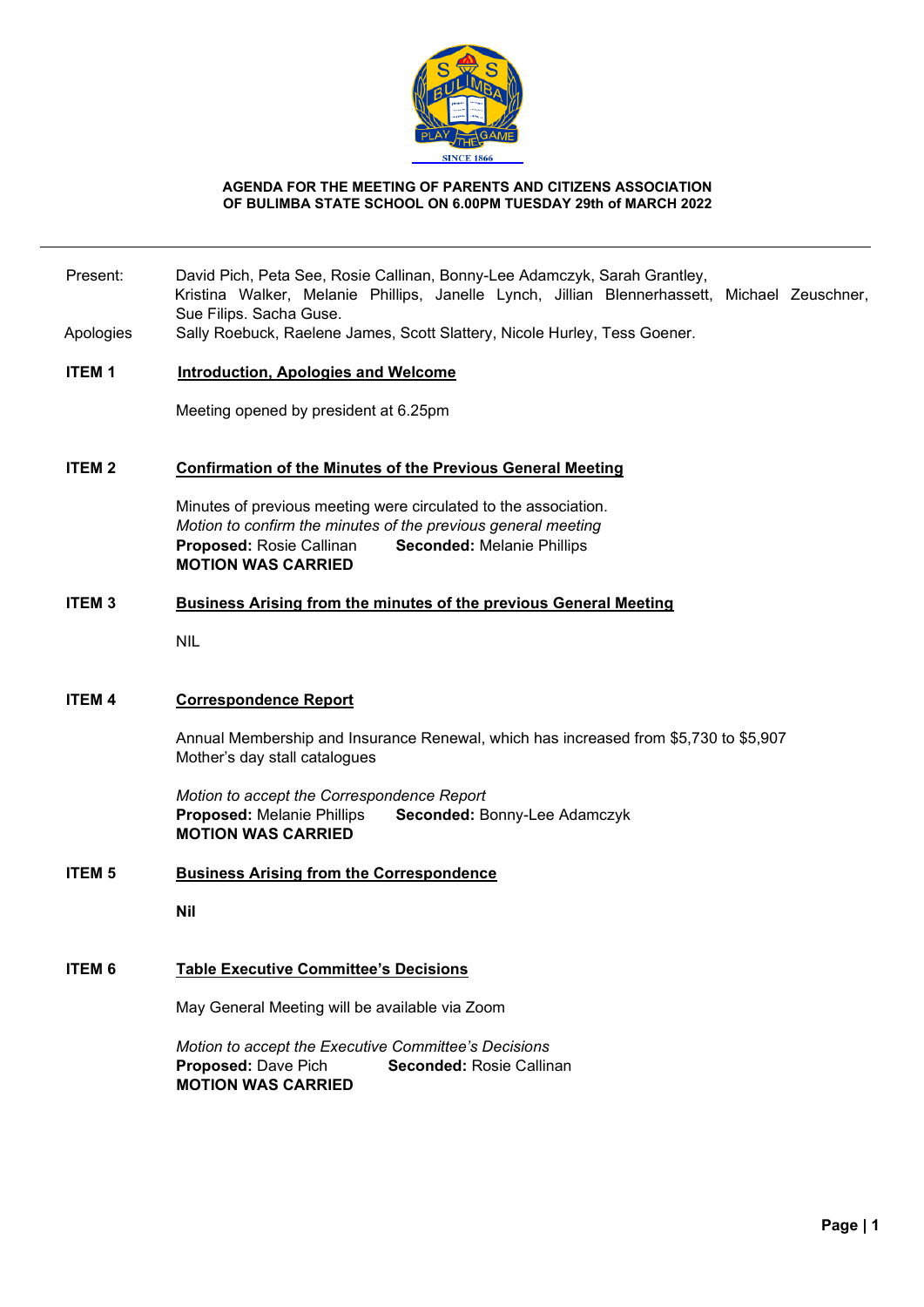**AGENDA FOR THE MEETING OF PARENTS AND CITIZENS ASSOCIATION OF BULIMBA STATE SCHOOL ON 6.00PM TUESDAY 29th of MARCH 2022**

---

Present: David Pich, Peta See, Rosie Callinan, Bonny-Lee Adamczyk, Sarah Grantley, Kristina Walker, Melanie Phillips, Janelle Lynch, Jillian Blennerhassett, Michael Zeuschner, Sue Filips. Sacha Guse.

Apologies: Sally Roebuck, Raelene James, Scott Slattery, Nicole Hurley, Tess Goener.

**ITEM 1** **Introduction, Apologies and Welcome**

Meeting opened by president at 6.25pm

**ITEM 2** **Confirmation of the Minutes of the Previous General Meeting**

Minutes of previous meeting were circulated to the association.
*Motion to confirm the minutes of the previous general meeting*
**Proposed:** Rosie Callinan **Seconded:** Melanie Phillips
**MOTION WAS CARRIED**

**ITEM 3** **Business Arising from the minutes of the previous General Meeting**

NIL

**ITEM 4** **Correspondence Report**

Annual Membership and Insurance Renewal, which has increased from $5,730 to $5,907
Mother's day stall catalogues

*Motion to accept the Correspondence Report*
**Proposed:** Melanie Phillips **Seconded:** Bonny-Lee Adamczyk
**MOTION WAS CARRIED**

**ITEM 5** **Business Arising from the Correspondence**

**Nil**

**ITEM 6** **Table Executive Committee's Decisions**

May General Meeting will be available via Zoom

*Motion to accept the Executive Committee's Decisions*
**Proposed:** Dave Pich **Seconded:** Rosie Callinan
**MOTION WAS CARRIED**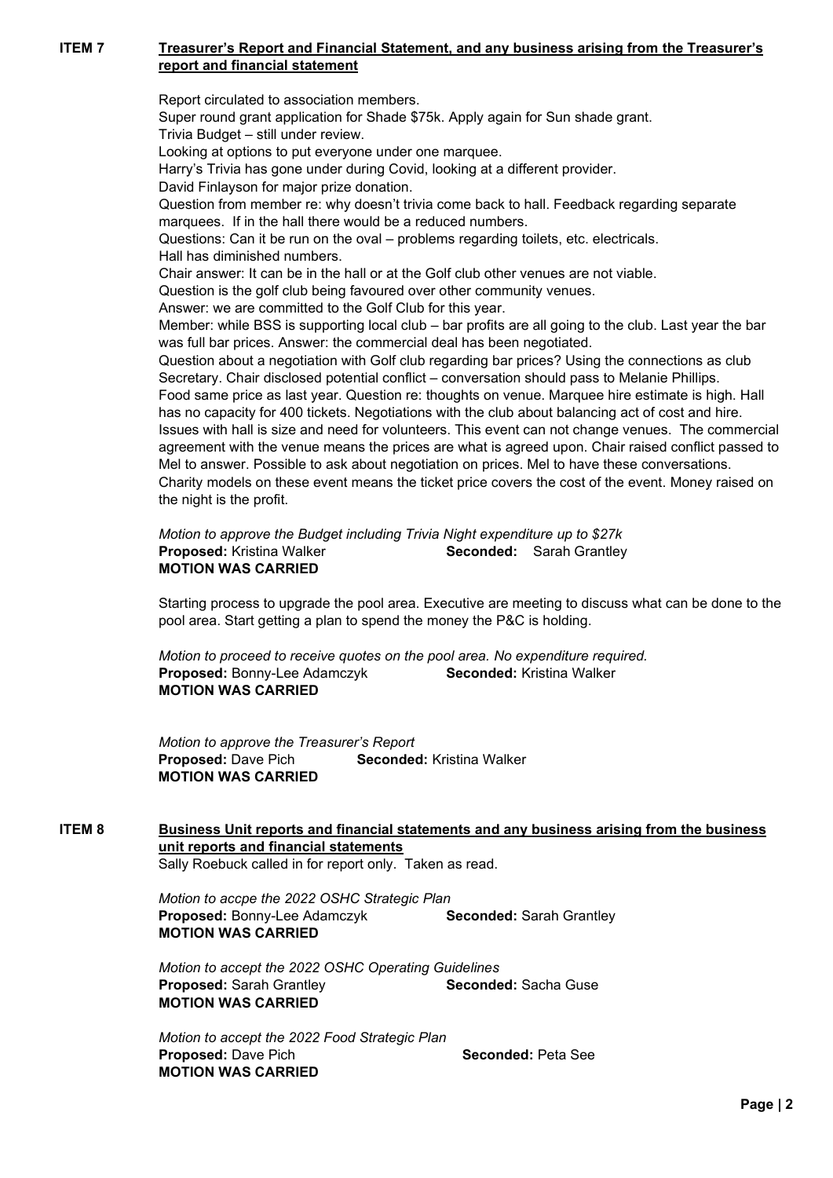**ITEM 7** **Treasurer's Report and Financial Statement, and any business arising from the Treasurer's report and financial statement**

Report circulated to association members.
Super round grant application for Shade $75k. Apply again for Sun shade grant.
Trivia Budget – still under review.
Looking at options to put everyone under one marquee.
Harry's Trivia has gone under during Covid, looking at a different provider.
David Finlayson for major prize donation.
Question from member re: why doesn't trivia come back to hall. Feedback regarding separate marquees. If in the hall there would be a reduced numbers.
Questions: Can it be run on the oval – problems regarding toilets, etc. electricals.
Hall has diminished numbers.
Chair answer: It can be in the hall or at the Golf club other venues are not viable.
Question is the golf club being favoured over other community venues.
Answer: we are committed to the Golf Club for this year.
Member: while BSS is supporting local club – bar profits are all going to the club. Last year the bar was full bar prices. Answer: the commercial deal has been negotiated.
Question about a negotiation with Golf club regarding bar prices? Using the connections as club Secretary. Chair disclosed potential conflict – conversation should pass to Melanie Phillips.
Food same price as last year. Question re: thoughts on venue. Marquee hire estimate is high. Hall has no capacity for 400 tickets. Negotiations with the club about balancing act of cost and hire. Issues with hall is size and need for volunteers. This event can not change venues. The commercial agreement with the venue means the prices are what is agreed upon. Chair raised conflict passed to Mel to answer. Possible to ask about negotiation on prices. Mel to have these conversations.
Charity models on these event means the ticket price covers the cost of the event. Money raised on the night is the profit.

*Motion to approve the Budget including Trivia Night expenditure up to $27k*
**Proposed:** Kristina Walker **Seconded:** Sarah Grantley
**MOTION WAS CARRIED**

Starting process to upgrade the pool area. Executive are meeting to discuss what can be done to the pool area. Start getting a plan to spend the money the P&C is holding.

*Motion to proceed to receive quotes on the pool area. No expenditure required.*
**Proposed:** Bonny-Lee Adamczyk **Seconded:** Kristina Walker
**MOTION WAS CARRIED**

*Motion to approve the Treasurer's Report*
**Proposed:** Dave Pich **Seconded:** Kristina Walker
**MOTION WAS CARRIED**

**ITEM 8** **Business Unit reports and financial statements and any business arising from the business unit reports and financial statements**

Sally Roebuck called in for report only. Taken as read.

*Motion to accpe the 2022 OSHC Strategic Plan*
**Proposed:** Bonny-Lee Adamczyk **Seconded:** Sarah Grantley
**MOTION WAS CARRIED**

*Motion to accept the 2022 OSHC Operating Guidelines*
**Proposed:** Sarah Grantley **Seconded:** Sacha Guse
**MOTION WAS CARRIED**

*Motion to accept the 2022 Food Strategic Plan*
**Proposed:** Dave Pich **Seconded:** Peta See
**MOTION WAS CARRIED**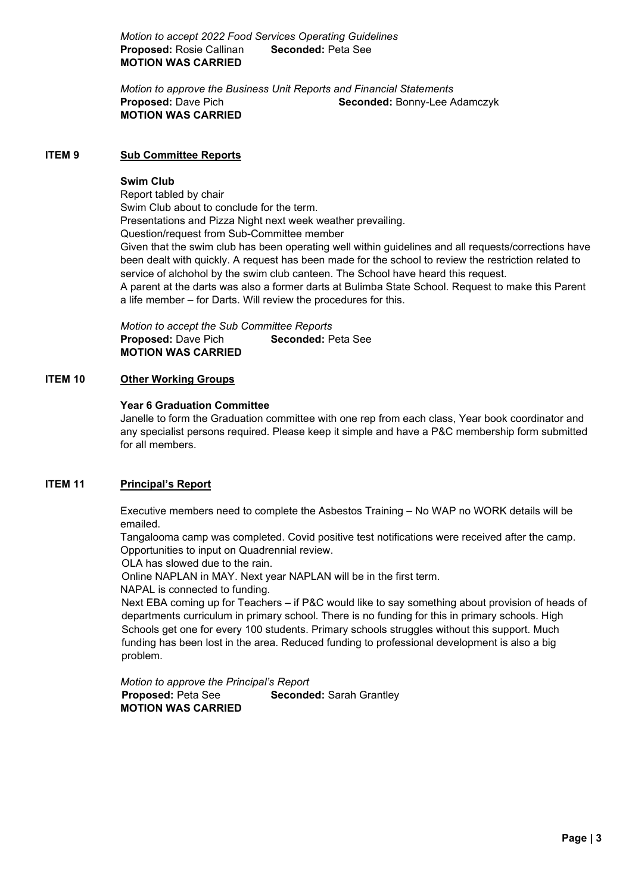*Motion to accept 2022 Food Services Operating Guidelines*
**Proposed:** Rosie Callinan **Seconded:** Peta See
**MOTION WAS CARRIED**

*Motion to approve the Business Unit Reports and Financial Statements*
**Proposed:** Dave Pich **Seconded:** Bonny-Lee Adamczyk
**MOTION WAS CARRIED**

## ITEM 9 Sub Committee Reports

**Swim Club**

Report tabled by chair
Swim Club about to conclude for the term.
Presentations and Pizza Night next week weather prevailing.
Question/request from Sub-Committee member
Given that the swim club has been operating well within guidelines and all requests/corrections have been dealt with quickly. A request has been made for the school to review the restriction related to service of alchohol by the swim club canteen. The School have heard this request.
A parent at the darts was also a former darts at Bulimba State School. Request to make this Parent a life member – for Darts. Will review the procedures for this.

*Motion to accept the Sub Committee Reports*
**Proposed:** Dave Pich **Seconded:** Peta See
**MOTION WAS CARRIED**

## ITEM 10 Other Working Groups

**Year 6 Graduation Committee**

Janelle to form the Graduation committee with one rep from each class, Year book coordinator and any specialist persons required. Please keep it simple and have a P&C membership form submitted for all members.

## ITEM 11 Principal's Report

Executive members need to complete the Asbestos Training – No WAP no WORK details will be emailed.
Tangalooma camp was completed. Covid positive test notifications were received after the camp.
Opportunities to input on Quadrennial review.
OLA has slowed due to the rain.
Online NAPLAN in MAY. Next year NAPLAN will be in the first term.
NAPAL is connected to funding.
Next EBA coming up for Teachers – if P&C would like to say something about provision of heads of departments curriculum in primary school. There is no funding for this in primary schools. High Schools get one for every 100 students. Primary schools struggles without this support. Much funding has been lost in the area. Reduced funding to professional development is also a big problem.

*Motion to approve the Principal's Report*
**Proposed:** Peta See **Seconded:** Sarah Grantley
**MOTION WAS CARRIED**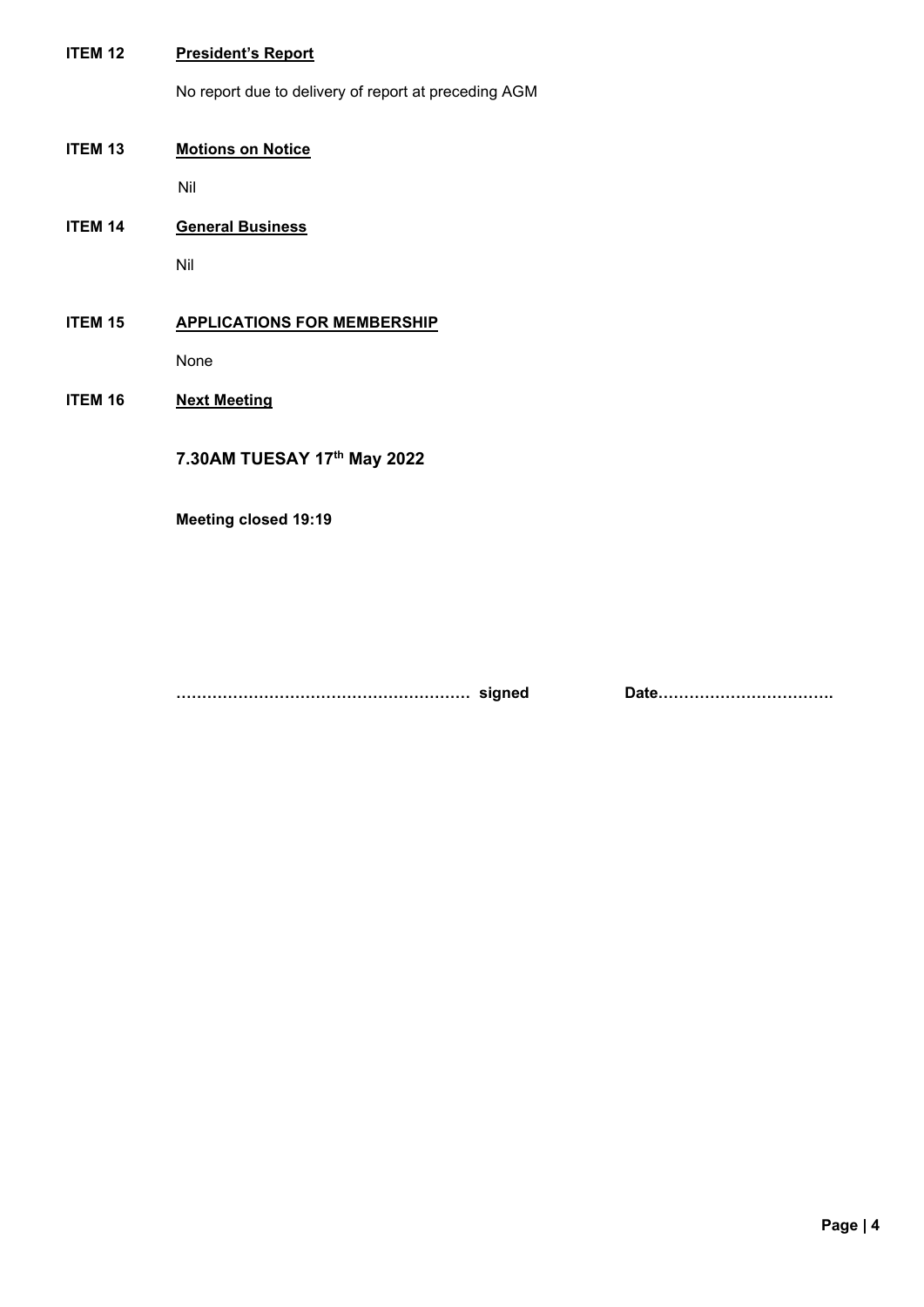**ITEM 12** **President's Report**

No report due to delivery of report at preceding AGM

**ITEM 13** **Motions on Notice**

Nil

**ITEM 14** **General Business**

Nil

**ITEM 15** **APPLICATIONS FOR MEMBERSHIP**

None

**ITEM 16** **Next Meeting**

**7.30AM TUESAY 17th May 2022**

**Meeting closed 19:19**

**……………………………………………… signed** **Date…………………………….**